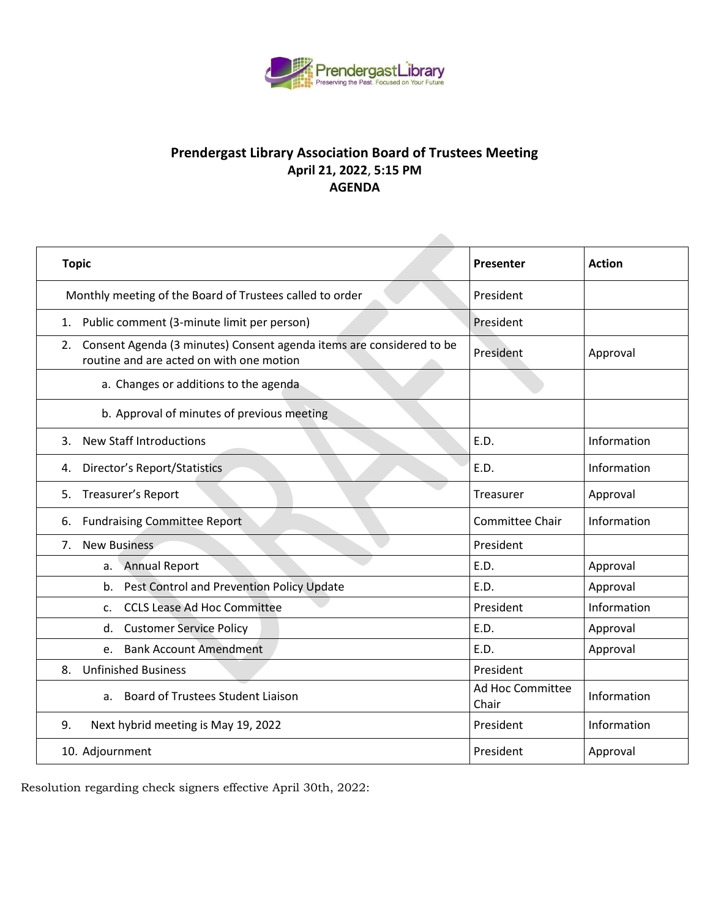## Prendergast Library Association Board of Trustees Meeting

**April 21, 2022, 5:15 PM**

**AGENDA**

| Topic | Presenter | Action |
|---|---|---|
| Monthly meeting of the Board of Trustees called to order | President | |
| 1. Public comment (3-minute limit per person) | President | |
| 2. Consent Agenda (3 minutes) Consent agenda items are considered to be routine and are acted on with one motion | President | Approval |
| a. Changes or additions to the agenda | | |
| b. Approval of minutes of previous meeting | | |
| 3. New Staff Introductions | E.D. | Information |
| 4. Director's Report/Statistics | E.D. | Information |
| 5. Treasurer's Report | Treasurer | Approval |
| 6. Fundraising Committee Report | Committee Chair | Information |
| 7. New Business | President | |
| a. Annual Report | E.D. | Approval |
| b. Pest Control and Prevention Policy Update | E.D. | Approval |
| c. CCLS Lease Ad Hoc Committee | President | Information |
| d. Customer Service Policy | E.D. | Approval |
| e. Bank Account Amendment | E.D. | Approval |
| 8. Unfinished Business | President | |
| a. Board of Trustees Student Liaison | Ad Hoc Committee Chair | Information |
| 9. Next hybrid meeting is May 19, 2022 | President | Information |
| 10. Adjournment | President | Approval |

Resolution regarding check signers effective April 30th, 2022: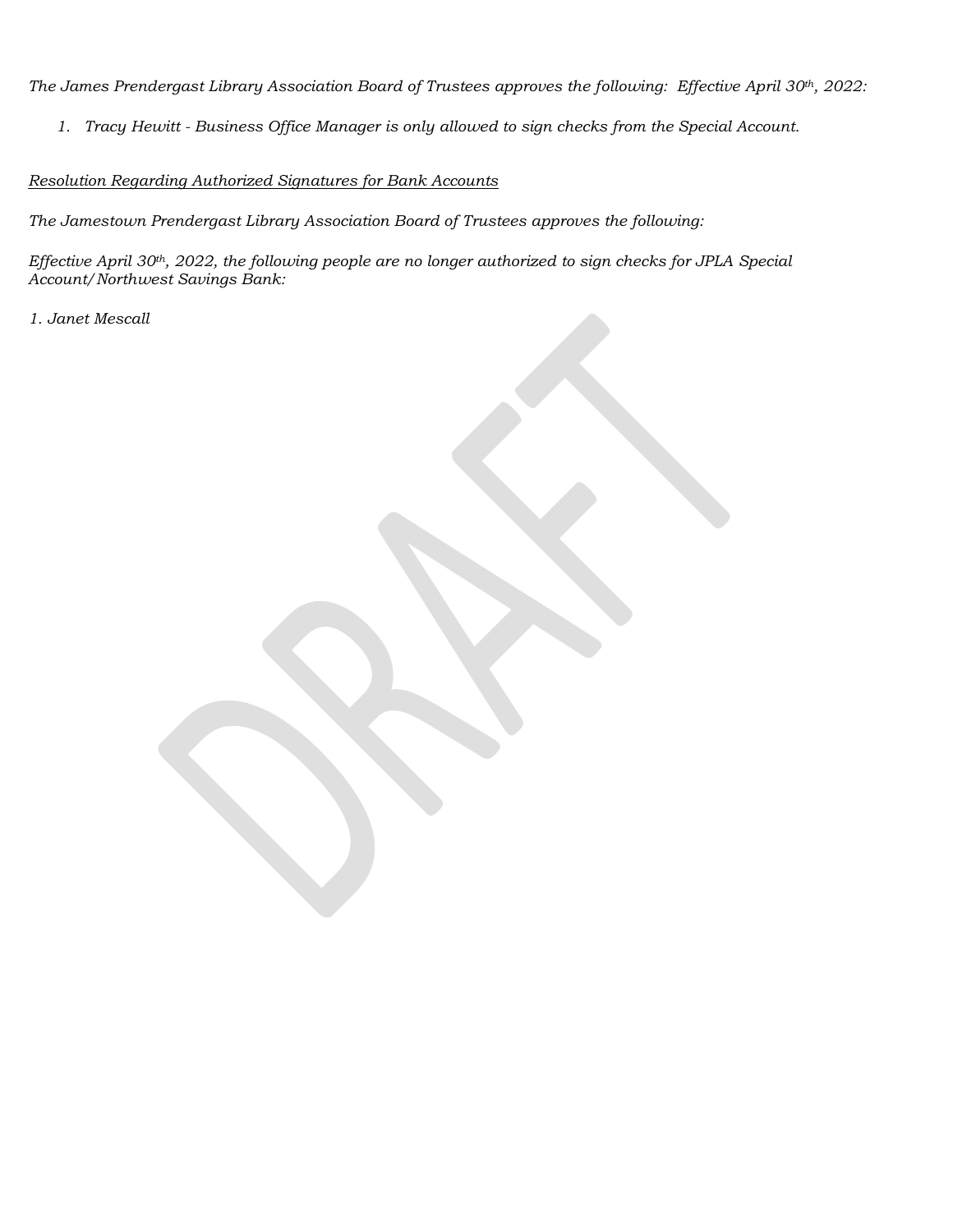*The James Prendergast Library Association Board of Trustees approves the following: Effective April 30th, 2022:*

1. *Tracy Hewitt - Business Office Manager is only allowed to sign checks from the Special Account.*

*Resolution Regarding Authorized Signatures for Bank Accounts*

*The Jamestown Prendergast Library Association Board of Trustees approves the following:*

*Effective April 30th, 2022, the following people are no longer authorized to sign checks for JPLA Special Account/Northwest Savings Bank:*

*1. Janet Mescall*